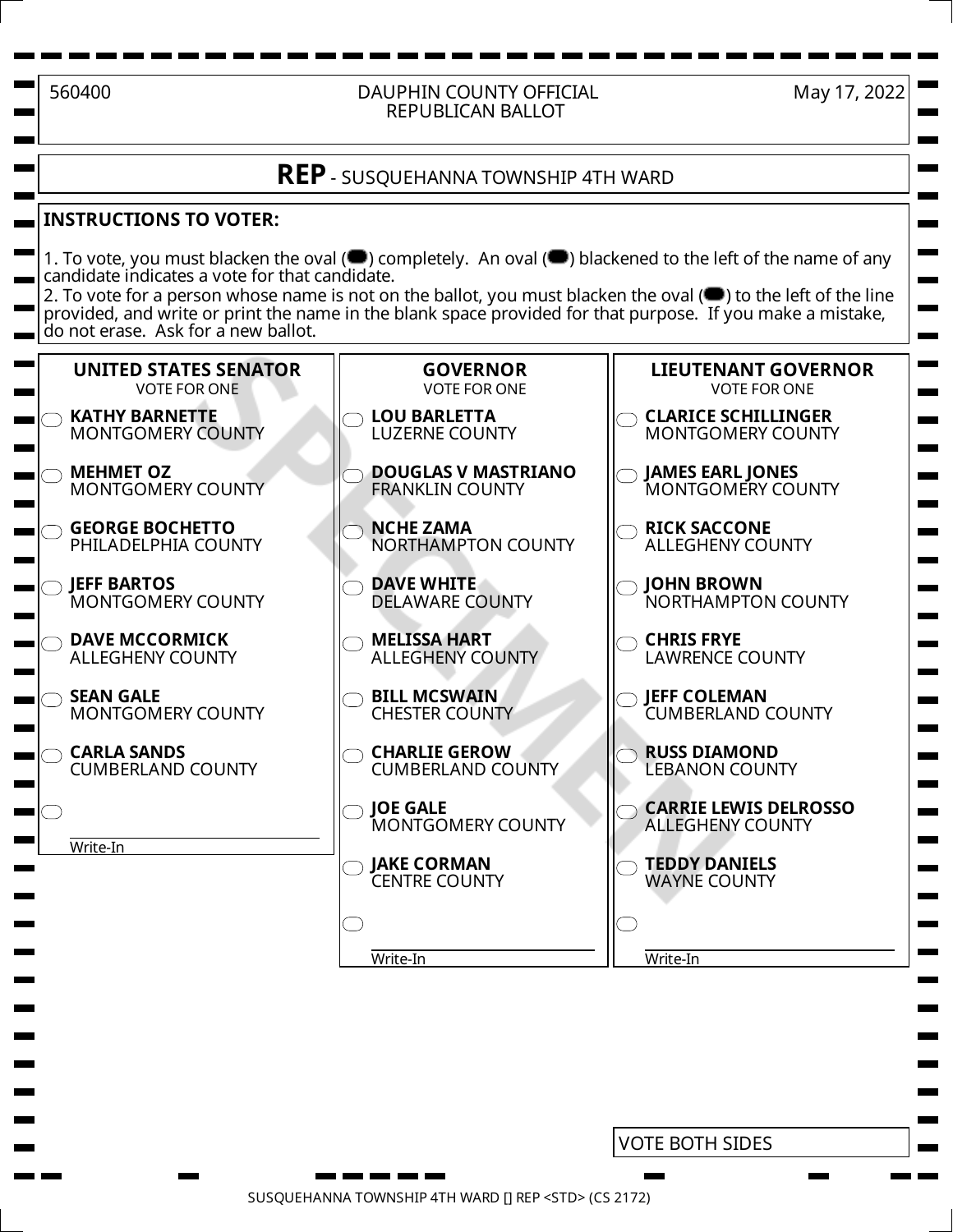560400

DAUPHIN COUNTY OFFICIAL
REPUBLICAN BALLOT

May 17, 2022

# REP - SUSQUEHANNA TOWNSHIP 4TH WARD

**INSTRUCTIONS TO VOTER:**

1. To vote, you must blacken the oval (⬬) completely. An oval (⬬) blackened to the left of the name of any candidate indicates a vote for that candidate.
2. To vote for a person whose name is not on the ballot, you must blacken the oval (⬬) to the left of the line provided, and write or print the name in the blank space provided for that purpose. If you make a mistake, do not erase. Ask for a new ballot.

## UNITED STATES SENATOR
VOTE FOR ONE

- **KATHY BARNETTE** MONTGOMERY COUNTY
- **MEHMET OZ** MONTGOMERY COUNTY
- **GEORGE BOCHETTO** PHILADELPHIA COUNTY
- **JEFF BARTOS** MONTGOMERY COUNTY
- **DAVE MCCORMICK** ALLEGHENY COUNTY
- **SEAN GALE** MONTGOMERY COUNTY
- **CARLA SANDS** CUMBERLAND COUNTY
- Write-In

## GOVERNOR
VOTE FOR ONE

- **LOU BARLETTA** LUZERNE COUNTY
- **DOUGLAS V MASTRIANO** FRANKLIN COUNTY
- **NCHE ZAMA** NORTHAMPTON COUNTY
- **DAVE WHITE** DELAWARE COUNTY
- **MELISSA HART** ALLEGHENY COUNTY
- **BILL MCSWAIN** CHESTER COUNTY
- **CHARLIE GEROW** CUMBERLAND COUNTY
- **JOE GALE** MONTGOMERY COUNTY
- **JAKE CORMAN** CENTRE COUNTY
- Write-In

## LIEUTENANT GOVERNOR
VOTE FOR ONE

- **CLARICE SCHILLINGER** MONTGOMERY COUNTY
- **JAMES EARL JONES** MONTGOMERY COUNTY
- **RICK SACCONE** ALLEGHENY COUNTY
- **JOHN BROWN** NORTHAMPTON COUNTY
- **CHRIS FRYE** LAWRENCE COUNTY
- **JEFF COLEMAN** CUMBERLAND COUNTY
- **RUSS DIAMOND** LEBANON COUNTY
- **CARRIE LEWIS DELROSSO** ALLEGHENY COUNTY
- **TEDDY DANIELS** WAYNE COUNTY
- Write-In

VOTE BOTH SIDES

SUSQUEHANNA TOWNSHIP 4TH WARD [] REP <STD> (CS 2172)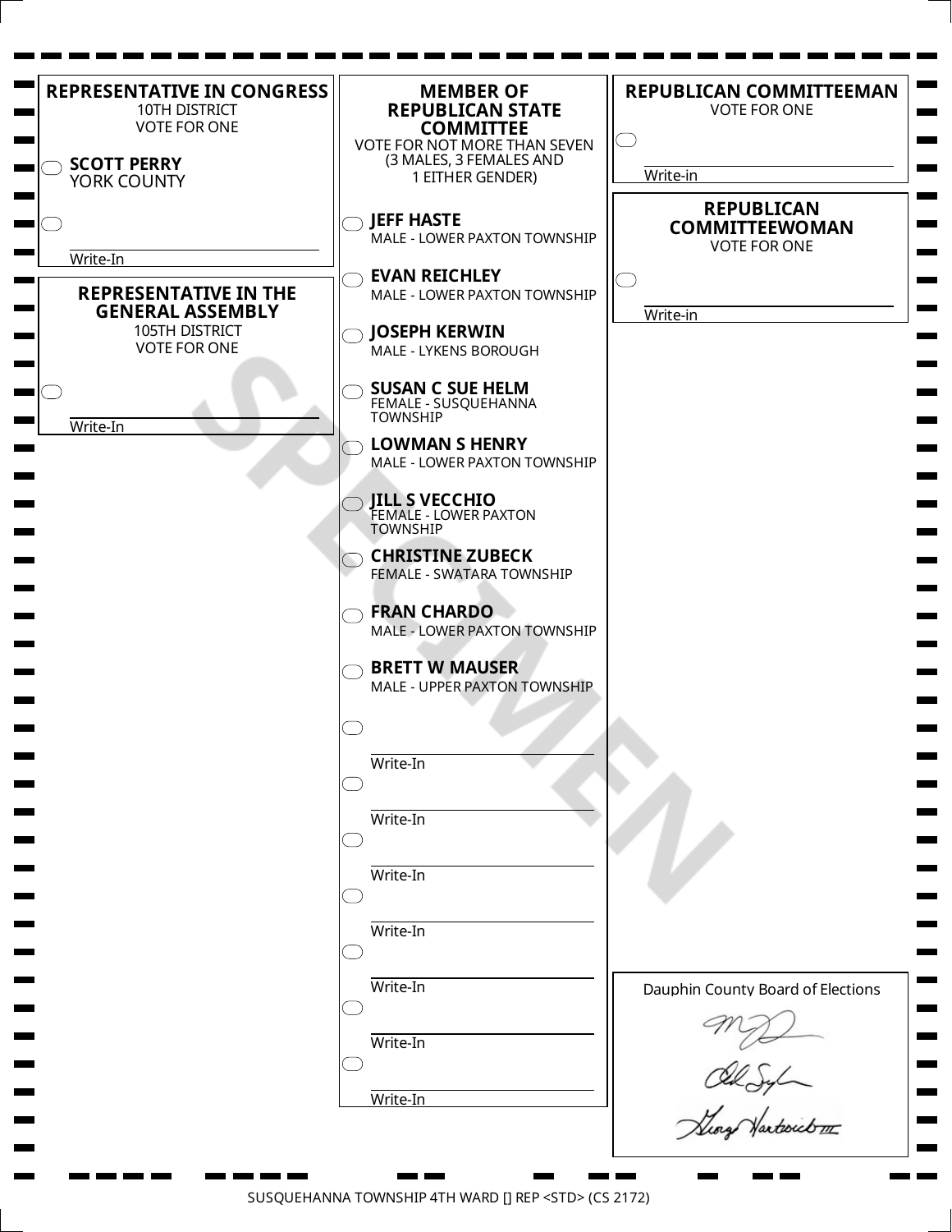## REPRESENTATIVE IN CONGRESS

10TH DISTRICT
VOTE FOR ONE

- **SCOTT PERRY**
  YORK COUNTY
- Write-In

## REPRESENTATIVE IN THE GENERAL ASSEMBLY

105TH DISTRICT
VOTE FOR ONE

- Write-In

## MEMBER OF REPUBLICAN STATE COMMITTEE

VOTE FOR NOT MORE THAN SEVEN
(3 MALES, 3 FEMALES AND 1 EITHER GENDER)

- **JEFF HASTE**
  MALE - LOWER PAXTON TOWNSHIP
- **EVAN REICHLEY**
  MALE - LOWER PAXTON TOWNSHIP
- **JOSEPH KERWIN**
  MALE - LYKENS BOROUGH
- **SUSAN C SUE HELM**
  FEMALE - SUSQUEHANNA TOWNSHIP
- **LOWMAN S HENRY**
  MALE - LOWER PAXTON TOWNSHIP
- **JILL S VECCHIO**
  FEMALE - LOWER PAXTON TOWNSHIP
- **CHRISTINE ZUBECK**
  FEMALE - SWATARA TOWNSHIP
- **FRAN CHARDO**
  MALE - LOWER PAXTON TOWNSHIP
- **BRETT W MAUSER**
  MALE - UPPER PAXTON TOWNSHIP
- Write-In
- Write-In
- Write-In
- Write-In
- Write-In
- Write-In
- Write-In

## REPUBLICAN COMMITTEEMAN

VOTE FOR ONE

- Write-in

## REPUBLICAN COMMITTEEWOMAN

VOTE FOR ONE

- Write-in

Dauphin County Board of Elections

SUSQUEHANNA TOWNSHIP 4TH WARD [] REP <STD> (CS 2172)